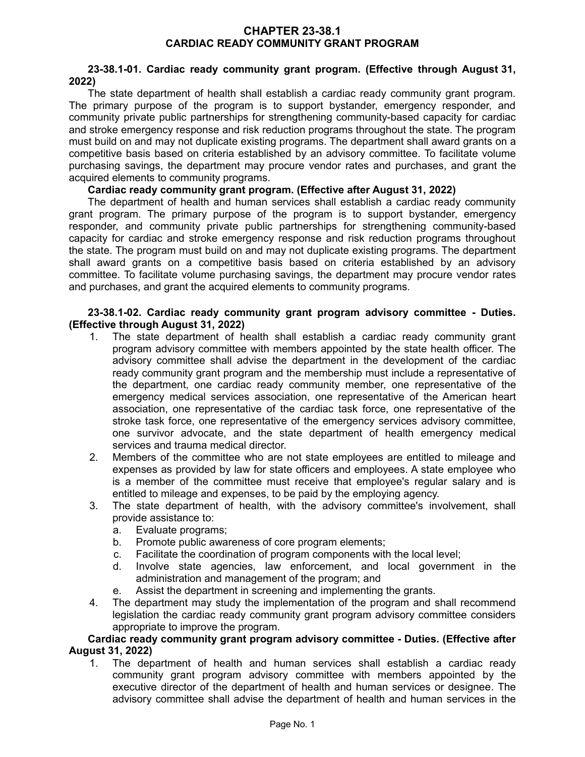# CHAPTER 23-38.1
## CARDIAC READY COMMUNITY GRANT PROGRAM

**23-38.1-01. Cardiac ready community grant program. (Effective through August 31, 2022)**

The state department of health shall establish a cardiac ready community grant program. The primary purpose of the program is to support bystander, emergency responder, and community private public partnerships for strengthening community-based capacity for cardiac and stroke emergency response and risk reduction programs throughout the state. The program must build on and may not duplicate existing programs. The department shall award grants on a competitive basis based on criteria established by an advisory committee. To facilitate volume purchasing savings, the department may procure vendor rates and purchases, and grant the acquired elements to community programs.

**Cardiac ready community grant program. (Effective after August 31, 2022)**

The department of health and human services shall establish a cardiac ready community grant program. The primary purpose of the program is to support bystander, emergency responder, and community private public partnerships for strengthening community-based capacity for cardiac and stroke emergency response and risk reduction programs throughout the state. The program must build on and may not duplicate existing programs. The department shall award grants on a competitive basis based on criteria established by an advisory committee. To facilitate volume purchasing savings, the department may procure vendor rates and purchases, and grant the acquired elements to community programs.

**23-38.1-02. Cardiac ready community grant program advisory committee - Duties. (Effective through August 31, 2022)**

1. The state department of health shall establish a cardiac ready community grant program advisory committee with members appointed by the state health officer. The advisory committee shall advise the department in the development of the cardiac ready community grant program and the membership must include a representative of the department, one cardiac ready community member, one representative of the emergency medical services association, one representative of the American heart association, one representative of the cardiac task force, one representative of the stroke task force, one representative of the emergency services advisory committee, one survivor advocate, and the state department of health emergency medical services and trauma medical director.
2. Members of the committee who are not state employees are entitled to mileage and expenses as provided by law for state officers and employees. A state employee who is a member of the committee must receive that employee's regular salary and is entitled to mileage and expenses, to be paid by the employing agency.
3. The state department of health, with the advisory committee's involvement, shall provide assistance to:
   a. Evaluate programs;
   b. Promote public awareness of core program elements;
   c. Facilitate the coordination of program components with the local level;
   d. Involve state agencies, law enforcement, and local government in the administration and management of the program; and
   e. Assist the department in screening and implementing the grants.
4. The department may study the implementation of the program and shall recommend legislation the cardiac ready community grant program advisory committee considers appropriate to improve the program.

**Cardiac ready community grant program advisory committee - Duties. (Effective after August 31, 2022)**

1. The department of health and human services shall establish a cardiac ready community grant program advisory committee with members appointed by the executive director of the department of health and human services or designee. The advisory committee shall advise the department of health and human services in the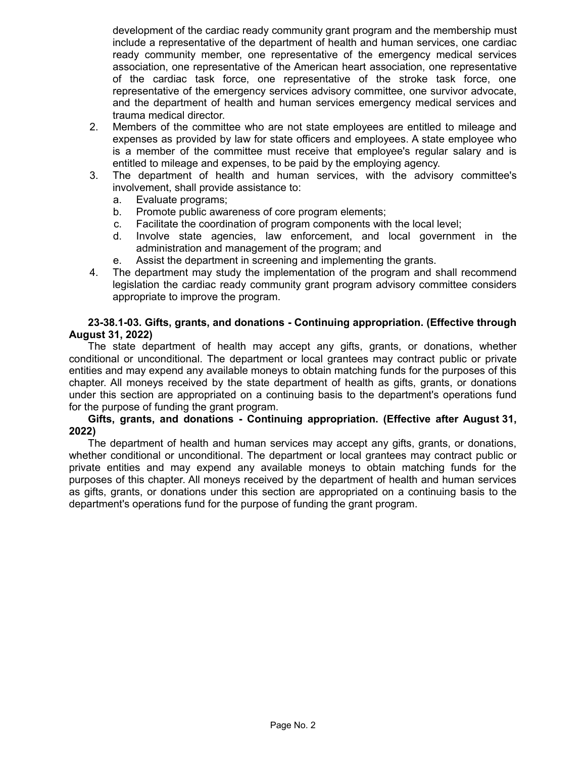development of the cardiac ready community grant program and the membership must include a representative of the department of health and human services, one cardiac ready community member, one representative of the emergency medical services association, one representative of the American heart association, one representative of the cardiac task force, one representative of the stroke task force, one representative of the emergency services advisory committee, one survivor advocate, and the department of health and human services emergency medical services and trauma medical director.

2. Members of the committee who are not state employees are entitled to mileage and expenses as provided by law for state officers and employees. A state employee who is a member of the committee must receive that employee's regular salary and is entitled to mileage and expenses, to be paid by the employing agency.
3. The department of health and human services, with the advisory committee's involvement, shall provide assistance to:
   a. Evaluate programs;
   b. Promote public awareness of core program elements;
   c. Facilitate the coordination of program components with the local level;
   d. Involve state agencies, law enforcement, and local government in the administration and management of the program; and
   e. Assist the department in screening and implementing the grants.
4. The department may study the implementation of the program and shall recommend legislation the cardiac ready community grant program advisory committee considers appropriate to improve the program.

**23-38.1-03. Gifts, grants, and donations - Continuing appropriation. (Effective through August 31, 2022)**

The state department of health may accept any gifts, grants, or donations, whether conditional or unconditional. The department or local grantees may contract public or private entities and may expend any available moneys to obtain matching funds for the purposes of this chapter. All moneys received by the state department of health as gifts, grants, or donations under this section are appropriated on a continuing basis to the department's operations fund for the purpose of funding the grant program.

**Gifts, grants, and donations - Continuing appropriation. (Effective after August 31, 2022)**

The department of health and human services may accept any gifts, grants, or donations, whether conditional or unconditional. The department or local grantees may contract public or private entities and may expend any available moneys to obtain matching funds for the purposes of this chapter. All moneys received by the department of health and human services as gifts, grants, or donations under this section are appropriated on a continuing basis to the department's operations fund for the purpose of funding the grant program.